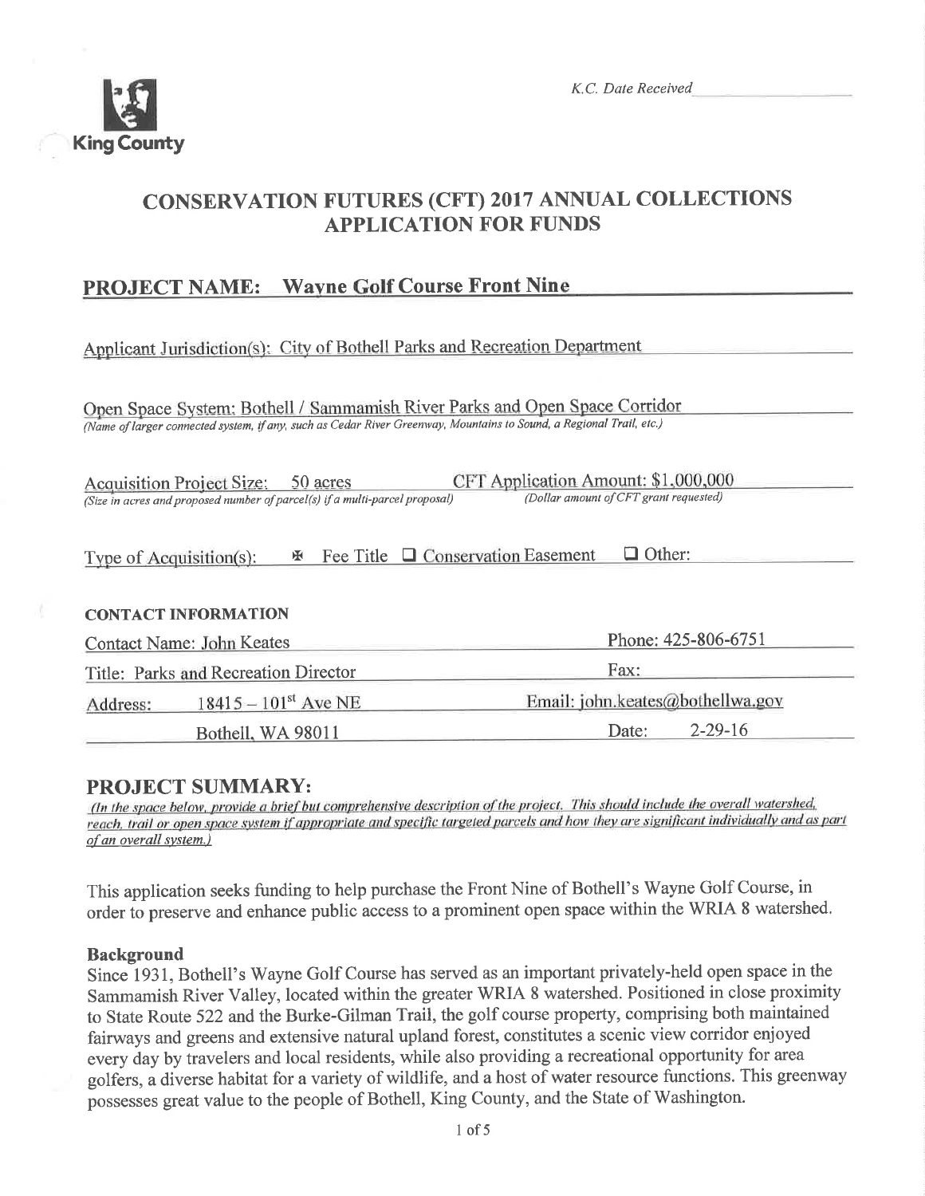King County

K.C. Date Received ____________

# CONSERVATION FUTURES (CFT) 2017 ANNUAL COLLECTIONS APPLICATION FOR FUNDS

## PROJECT NAME: Wayne Golf Course Front Nine

Applicant Jurisdiction(s): City of Bothell Parks and Recreation Department

Open Space System: Bothell / Sammamish River Parks and Open Space Corridor
*(Name of larger connected system, if any, such as Cedar River Greenway, Mountains to Sound, a Regional Trail, etc.)*

Acquisition Project Size: 50 acres
*(Size in acres and proposed number of parcel(s) if a multi-parcel proposal)*

CFT Application Amount: $1,000,000
*(Dollar amount of CFT grant requested)*

Type of Acquisition(s): ☒ Fee Title ☐ Conservation Easement ☐ Other:

**CONTACT INFORMATION**

| | |
|---|---|
| Contact Name: John Keates | Phone: 425-806-6751 |
| Title: Parks and Recreation Director | Fax: |
| Address: 18415 – 101st Ave NE, Bothell, WA 98011 | Email: john.keates@bothellwa.gov |
| | Date: 2-29-16 |

## PROJECT SUMMARY:

*(In the space below, provide a brief but comprehensive description of the project. This should include the overall watershed, reach, trail or open space system if appropriate and specific targeted parcels and how they are significant individually and as part of an overall system.)*

This application seeks funding to help purchase the Front Nine of Bothell's Wayne Golf Course, in order to preserve and enhance public access to a prominent open space within the WRIA 8 watershed.

### Background

Since 1931, Bothell's Wayne Golf Course has served as an important privately-held open space in the Sammamish River Valley, located within the greater WRIA 8 watershed. Positioned in close proximity to State Route 522 and the Burke-Gilman Trail, the golf course property, comprising both maintained fairways and greens and extensive natural upland forest, constitutes a scenic view corridor enjoyed every day by travelers and local residents, while also providing a recreational opportunity for area golfers, a diverse habitat for a variety of wildlife, and a host of water resource functions. This greenway possesses great value to the people of Bothell, King County, and the State of Washington.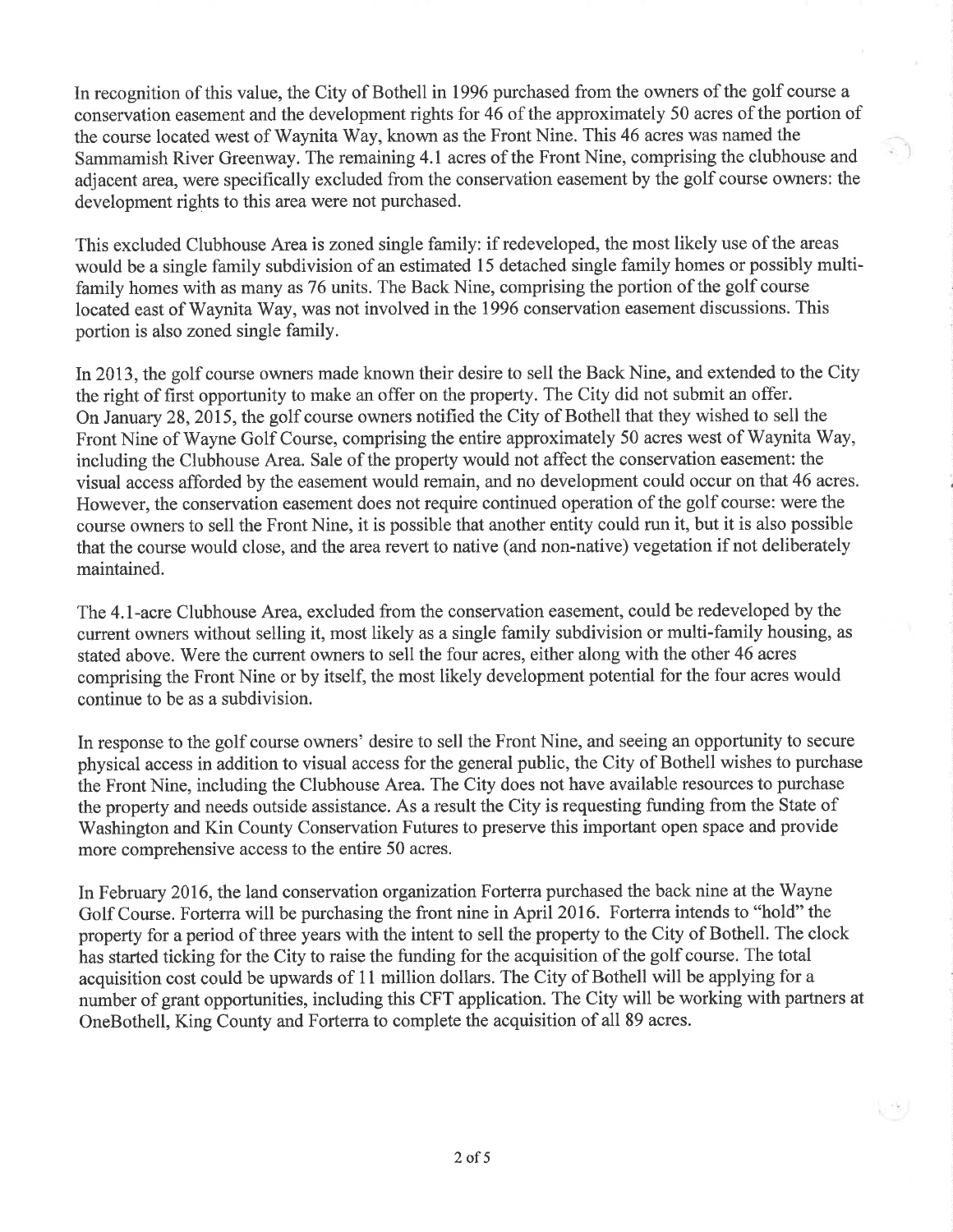In recognition of this value, the City of Bothell in 1996 purchased from the owners of the golf course a conservation easement and the development rights for 46 of the approximately 50 acres of the portion of the course located west of Waynita Way, known as the Front Nine. This 46 acres was named the Sammamish River Greenway. The remaining 4.1 acres of the Front Nine, comprising the clubhouse and adjacent area, were specifically excluded from the conservation easement by the golf course owners: the development rights to this area were not purchased.

This excluded Clubhouse Area is zoned single family: if redeveloped, the most likely use of the areas would be a single family subdivision of an estimated 15 detached single family homes or possibly multi-family homes with as many as 76 units. The Back Nine, comprising the portion of the golf course located east of Waynita Way, was not involved in the 1996 conservation easement discussions. This portion is also zoned single family.

In 2013, the golf course owners made known their desire to sell the Back Nine, and extended to the City the right of first opportunity to make an offer on the property. The City did not submit an offer. On January 28, 2015, the golf course owners notified the City of Bothell that they wished to sell the Front Nine of Wayne Golf Course, comprising the entire approximately 50 acres west of Waynita Way, including the Clubhouse Area. Sale of the property would not affect the conservation easement: the visual access afforded by the easement would remain, and no development could occur on that 46 acres. However, the conservation easement does not require continued operation of the golf course: were the course owners to sell the Front Nine, it is possible that another entity could run it, but it is also possible that the course would close, and the area revert to native (and non-native) vegetation if not deliberately maintained.

The 4.1-acre Clubhouse Area, excluded from the conservation easement, could be redeveloped by the current owners without selling it, most likely as a single family subdivision or multi-family housing, as stated above. Were the current owners to sell the four acres, either along with the other 46 acres comprising the Front Nine or by itself, the most likely development potential for the four acres would continue to be as a subdivision.

In response to the golf course owners' desire to sell the Front Nine, and seeing an opportunity to secure physical access in addition to visual access for the general public, the City of Bothell wishes to purchase the Front Nine, including the Clubhouse Area. The City does not have available resources to purchase the property and needs outside assistance. As a result the City is requesting funding from the State of Washington and Kin County Conservation Futures to preserve this important open space and provide more comprehensive access to the entire 50 acres.

In February 2016, the land conservation organization Forterra purchased the back nine at the Wayne Golf Course. Forterra will be purchasing the front nine in April 2016. Forterra intends to "hold" the property for a period of three years with the intent to sell the property to the City of Bothell. The clock has started ticking for the City to raise the funding for the acquisition of the golf course. The total acquisition cost could be upwards of 11 million dollars. The City of Bothell will be applying for a number of grant opportunities, including this CFT application. The City will be working with partners at OneBothell, King County and Forterra to complete the acquisition of all 89 acres.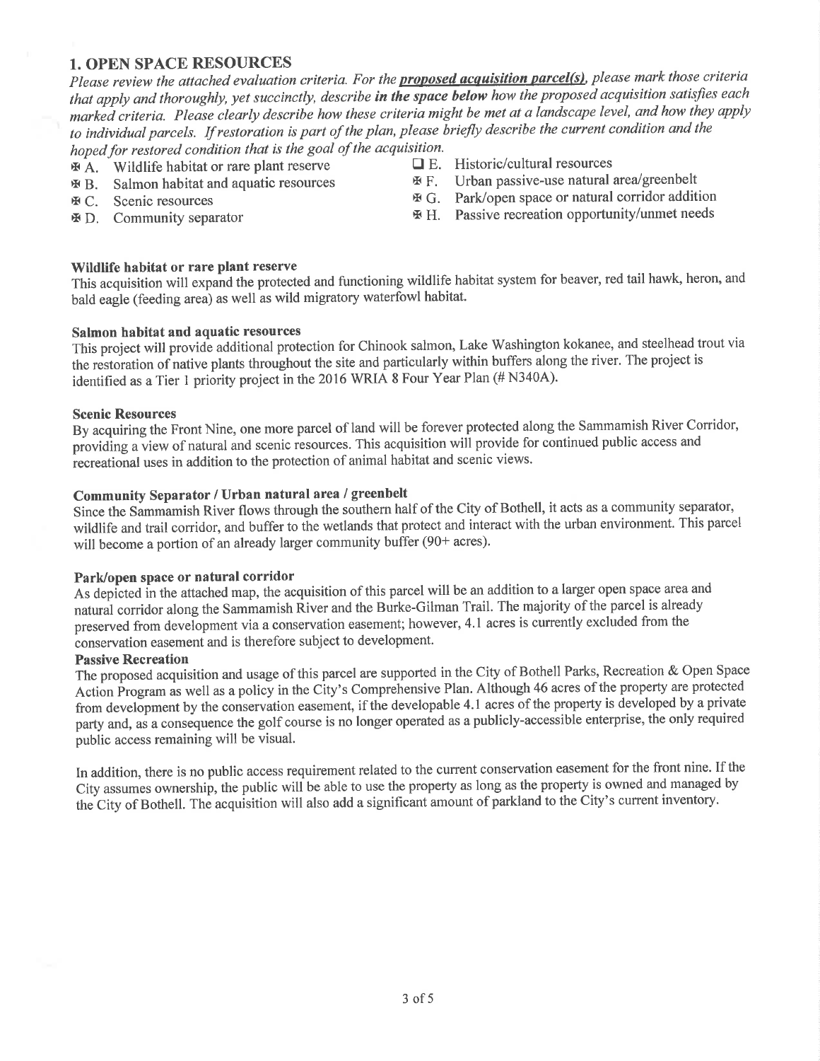## 1. OPEN SPACE RESOURCES

*Please review the attached evaluation criteria. For the* ***proposed acquisition parcel(s)****, please mark those criteria that apply and thoroughly, yet succinctly, describe* ***in the space below*** *how the proposed acquisition satisfies each marked criteria. Please clearly describe how these criteria might be met at a landscape level, and how they apply to individual parcels. If restoration is part of the plan, please briefly describe the current condition and the hoped for restored condition that is the goal of the acquisition.*

- ☒ A. Wildlife habitat or rare plant reserve
- ☒ B. Salmon habitat and aquatic resources
- ☒ C. Scenic resources
- ☒ D. Community separator
- ☐ E. Historic/cultural resources
- ☒ F. Urban passive-use natural area/greenbelt
- ☒ G. Park/open space or natural corridor addition
- ☒ H. Passive recreation opportunity/unmet needs

**Wildlife habitat or rare plant reserve**

This acquisition will expand the protected and functioning wildlife habitat system for beaver, red tail hawk, heron, and bald eagle (feeding area) as well as wild migratory waterfowl habitat.

**Salmon habitat and aquatic resources**

This project will provide additional protection for Chinook salmon, Lake Washington kokanee, and steelhead trout via the restoration of native plants throughout the site and particularly within buffers along the river. The project is identified as a Tier 1 priority project in the 2016 WRIA 8 Four Year Plan (# N340A).

**Scenic Resources**

By acquiring the Front Nine, one more parcel of land will be forever protected along the Sammamish River Corridor, providing a view of natural and scenic resources. This acquisition will provide for continued public access and recreational uses in addition to the protection of animal habitat and scenic views.

**Community Separator / Urban natural area / greenbelt**

Since the Sammamish River flows through the southern half of the City of Bothell, it acts as a community separator, wildlife and trail corridor, and buffer to the wetlands that protect and interact with the urban environment. This parcel will become a portion of an already larger community buffer (90+ acres).

**Park/open space or natural corridor**

As depicted in the attached map, the acquisition of this parcel will be an addition to a larger open space area and natural corridor along the Sammamish River and the Burke-Gilman Trail. The majority of the parcel is already preserved from development via a conservation easement; however, 4.1 acres is currently excluded from the conservation easement and is therefore subject to development.

**Passive Recreation**

The proposed acquisition and usage of this parcel are supported in the City of Bothell Parks, Recreation & Open Space Action Program as well as a policy in the City's Comprehensive Plan. Although 46 acres of the property are protected from development by the conservation easement, if the developable 4.1 acres of the property is developed by a private party and, as a consequence the golf course is no longer operated as a publicly-accessible enterprise, the only required public access remaining will be visual.

In addition, there is no public access requirement related to the current conservation easement for the front nine. If the City assumes ownership, the public will be able to use the property as long as the property is owned and managed by the City of Bothell. The acquisition will also add a significant amount of parkland to the City's current inventory.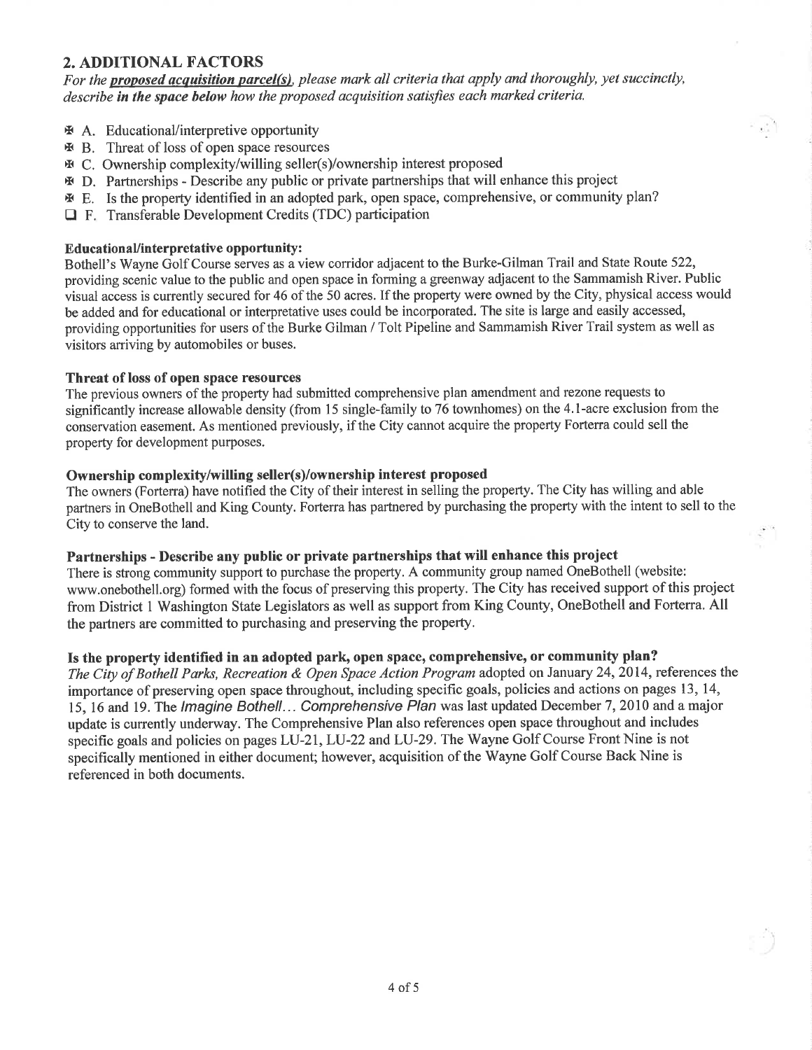## 2. ADDITIONAL FACTORS

*For the* ***proposed acquisition parcel(s)****, please mark all criteria that apply and thoroughly, yet succinctly, describe* ***in the space below*** *how the proposed acquisition satisfies each marked criteria.*

- ☒ A. Educational/interpretive opportunity
- ☒ B. Threat of loss of open space resources
- ☒ C. Ownership complexity/willing seller(s)/ownership interest proposed
- ☒ D. Partnerships - Describe any public or private partnerships that will enhance this project
- ☒ E. Is the property identified in an adopted park, open space, comprehensive, or community plan?
- ☐ F. Transferable Development Credits (TDC) participation

**Educational/interpretative opportunity:**

Bothell's Wayne Golf Course serves as a view corridor adjacent to the Burke-Gilman Trail and State Route 522, providing scenic value to the public and open space in forming a greenway adjacent to the Sammamish River. Public visual access is currently secured for 46 of the 50 acres. If the property were owned by the City, physical access would be added and for educational or interpretative uses could be incorporated. The site is large and easily accessed, providing opportunities for users of the Burke Gilman / Tolt Pipeline and Sammamish River Trail system as well as visitors arriving by automobiles or buses.

**Threat of loss of open space resources**

The previous owners of the property had submitted comprehensive plan amendment and rezone requests to significantly increase allowable density (from 15 single-family to 76 townhomes) on the 4.1-acre exclusion from the conservation easement. As mentioned previously, if the City cannot acquire the property Forterra could sell the property for development purposes.

**Ownership complexity/willing seller(s)/ownership interest proposed**

The owners (Forterra) have notified the City of their interest in selling the property. The City has willing and able partners in OneBothell and King County. Forterra has partnered by purchasing the property with the intent to sell to the City to conserve the land.

**Partnerships - Describe any public or private partnerships that will enhance this project**

There is strong community support to purchase the property. A community group named OneBothell (website: www.onebothell.org) formed with the focus of preserving this property. The City has received support of this project from District 1 Washington State Legislators as well as support from King County, OneBothell and Forterra. All the partners are committed to purchasing and preserving the property.

**Is the property identified in an adopted park, open space, comprehensive, or community plan?**

*The City of Bothell Parks, Recreation & Open Space Action Program* adopted on January 24, 2014, references the importance of preserving open space throughout, including specific goals, policies and actions on pages 13, 14, 15, 16 and 19. The *Imagine Bothell... Comprehensive Plan* was last updated December 7, 2010 and a major update is currently underway. The Comprehensive Plan also references open space throughout and includes specific goals and policies on pages LU-21, LU-22 and LU-29. The Wayne Golf Course Front Nine is not specifically mentioned in either document; however, acquisition of the Wayne Golf Course Back Nine is referenced in both documents.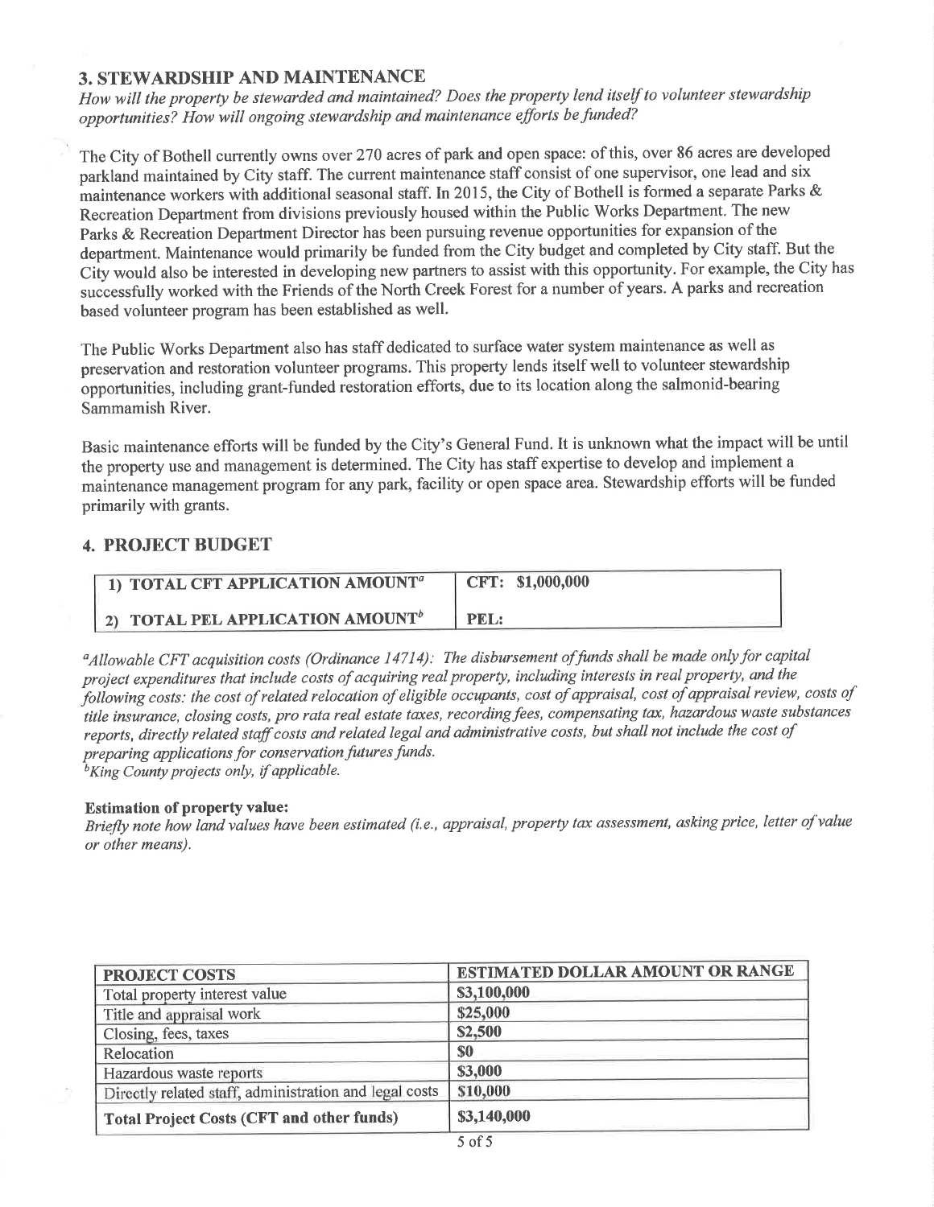## 3. STEWARDSHIP AND MAINTENANCE

*How will the property be stewarded and maintained? Does the property lend itself to volunteer stewardship opportunities? How will ongoing stewardship and maintenance efforts be funded?*

The City of Bothell currently owns over 270 acres of park and open space: of this, over 86 acres are developed parkland maintained by City staff. The current maintenance staff consist of one supervisor, one lead and six maintenance workers with additional seasonal staff. In 2015, the City of Bothell is formed a separate Parks & Recreation Department from divisions previously housed within the Public Works Department. The new Parks & Recreation Department Director has been pursuing revenue opportunities for expansion of the department. Maintenance would primarily be funded from the City budget and completed by City staff. But the City would also be interested in developing new partners to assist with this opportunity. For example, the City has successfully worked with the Friends of the North Creek Forest for a number of years. A parks and recreation based volunteer program has been established as well.

The Public Works Department also has staff dedicated to surface water system maintenance as well as preservation and restoration volunteer programs. This property lends itself well to volunteer stewardship opportunities, including grant-funded restoration efforts, due to its location along the salmonid-bearing Sammamish River.

Basic maintenance efforts will be funded by the City's General Fund. It is unknown what the impact will be until the property use and management is determined. The City has staff expertise to develop and implement a maintenance management program for any park, facility or open space area. Stewardship efforts will be funded primarily with grants.

## 4. PROJECT BUDGET

| | |
|---|---|
| 1) TOTAL CFT APPLICATION AMOUNT[a] | CFT: $1,000,000 |
| 2) TOTAL PEL APPLICATION AMOUNT[b] | PEL: |

[a]*Allowable CFT acquisition costs (Ordinance 14714): The disbursement of funds shall be made only for capital project expenditures that include costs of acquiring real property, including interests in real property, and the following costs: the cost of related relocation of eligible occupants, cost of appraisal, cost of appraisal review, costs of title insurance, closing costs, pro rata real estate taxes, recording fees, compensating tax, hazardous waste substances reports, directly related staff costs and related legal and administrative costs, but shall not include the cost of preparing applications for conservation futures funds.*

[b]*King County projects only, if applicable.*

**Estimation of property value:**

*Briefly note how land values have been estimated (i.e., appraisal, property tax assessment, asking price, letter of value or other means).*

| PROJECT COSTS | ESTIMATED DOLLAR AMOUNT OR RANGE |
|---|---|
| Total property interest value | $3,100,000 |
| Title and appraisal work | $25,000 |
| Closing, fees, taxes | $2,500 |
| Relocation | $0 |
| Hazardous waste reports | $3,000 |
| Directly related staff, administration and legal costs | $10,000 |
| **Total Project Costs (CFT and other funds)** | $3,140,000 |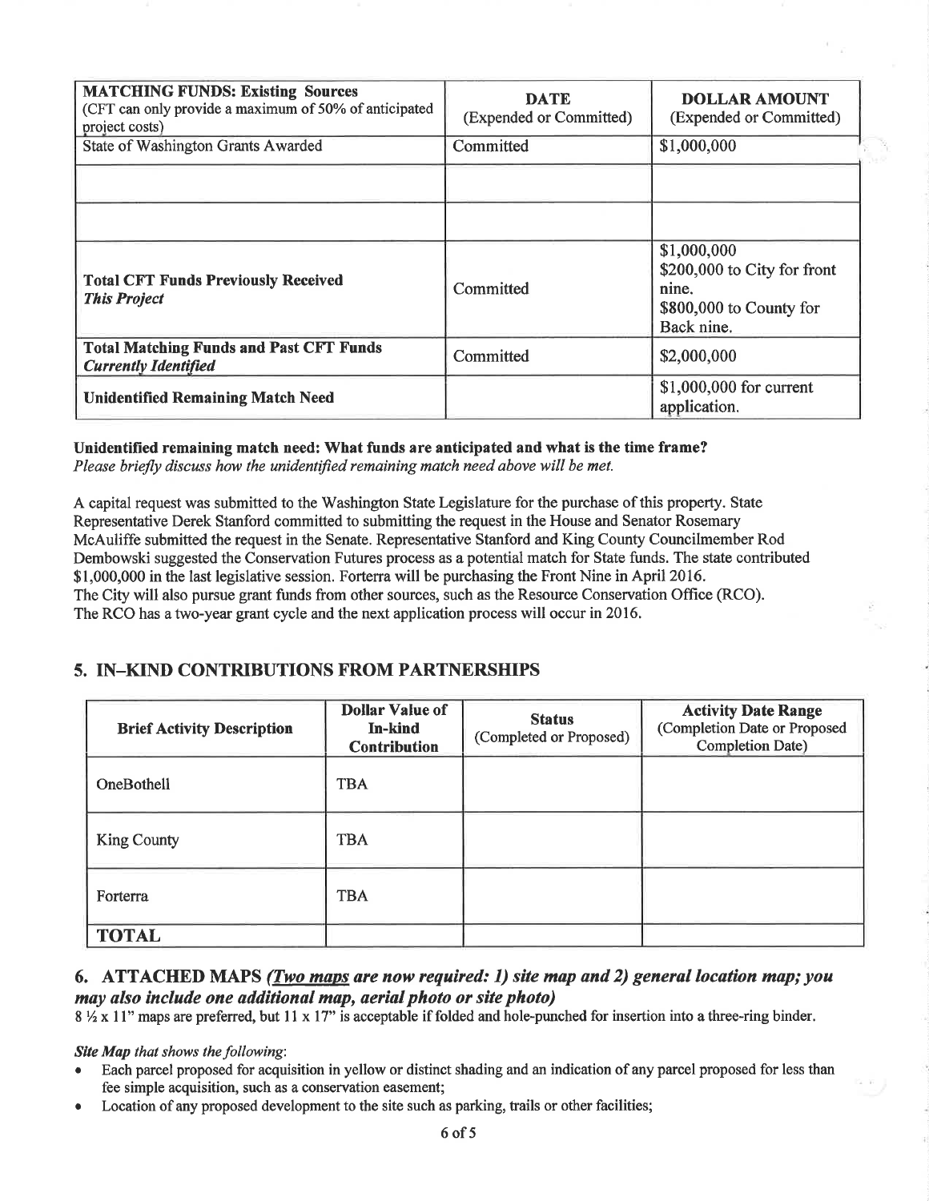| **MATCHING FUNDS: Existing Sources** (CFT can only provide a maximum of 50% of anticipated project costs) | **DATE** (Expended or Committed) | **DOLLAR AMOUNT** (Expended or Committed) |
|---|---|---|
| State of Washington Grants Awarded | Committed | $1,000,000 |
| | | |
| | | |
| **Total CFT Funds Previously Received** ***This Project*** | Committed | $1,000,000 $200,000 to City for front nine. $800,000 to County for Back nine. |
| **Total Matching Funds and Past CFT Funds** ***Currently Identified*** | Committed | $2,000,000 |
| **Unidentified Remaining Match Need** | | $1,000,000 for current application. |

**Unidentified remaining match need: What funds are anticipated and what is the time frame?**
*Please briefly discuss how the unidentified remaining match need above will be met.*

A capital request was submitted to the Washington State Legislature for the purchase of this property. State Representative Derek Stanford committed to submitting the request in the House and Senator Rosemary McAuliffe submitted the request in the Senate. Representative Stanford and King County Councilmember Rod Dembowski suggested the Conservation Futures process as a potential match for State funds. The state contributed $1,000,000 in the last legislative session. Forterra will be purchasing the Front Nine in April 2016. The City will also pursue grant funds from other sources, such as the Resource Conservation Office (RCO). The RCO has a two-year grant cycle and the next application process will occur in 2016.

## 5. IN–KIND CONTRIBUTIONS FROM PARTNERSHIPS

| **Brief Activity Description** | **Dollar Value of In-kind Contribution** | **Status** (Completed or Proposed) | **Activity Date Range** (Completion Date or Proposed Completion Date) |
|---|---|---|---|
| OneBothell | TBA | | |
| King County | TBA | | |
| Forterra | TBA | | |
| **TOTAL** | | | |

## 6. ATTACHED MAPS *(Two maps are now required: 1) site map and 2) general location map; you may also include one additional map, aerial photo or site photo)*

8 ½ x 11" maps are preferred, but 11 x 17" is acceptable if folded and hole-punched for insertion into a three-ring binder.

***Site Map** that shows the following:*

- Each parcel proposed for acquisition in yellow or distinct shading and an indication of any parcel proposed for less than fee simple acquisition, such as a conservation easement;
- Location of any proposed development to the site such as parking, trails or other facilities;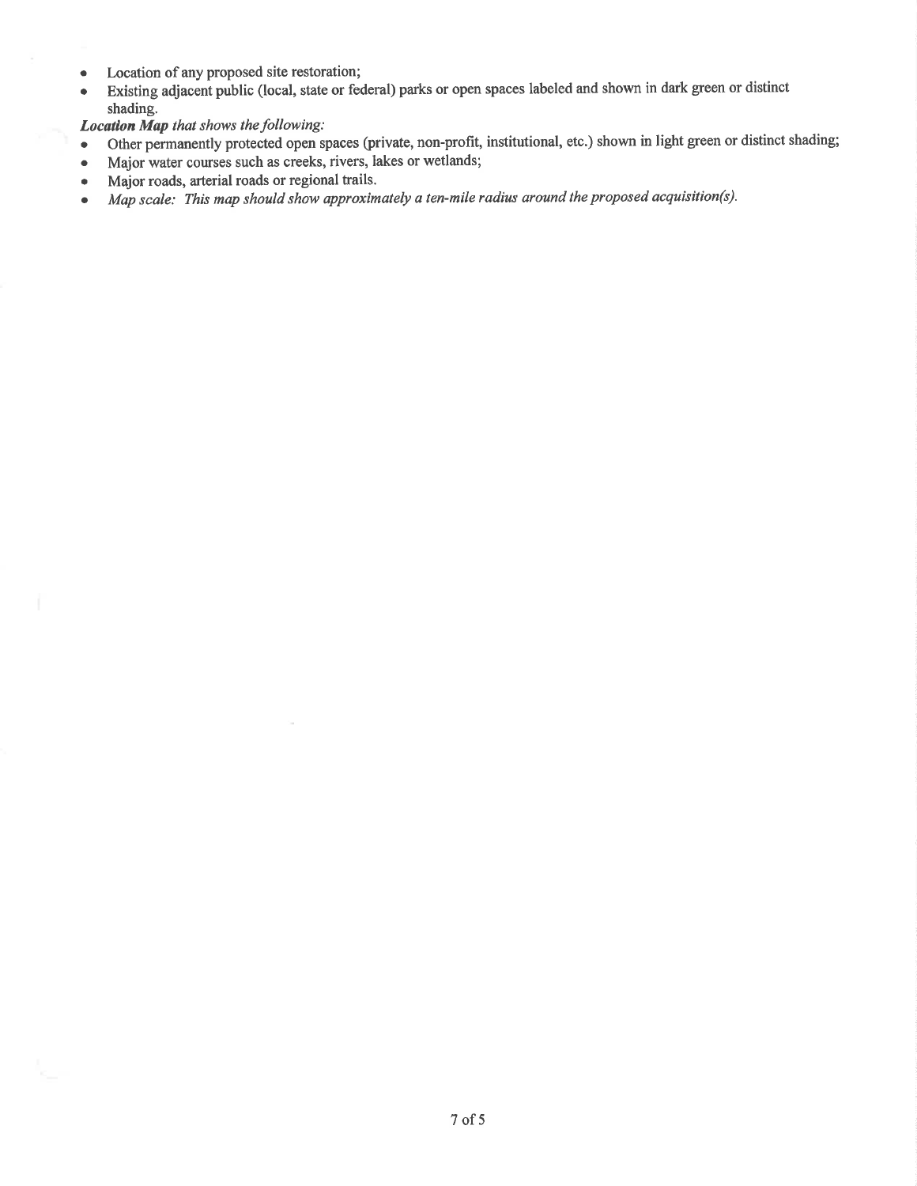- Location of any proposed site restoration;
- Existing adjacent public (local, state or federal) parks or open spaces labeled and shown in dark green or distinct shading.

***Location Map*** *that shows the following:*

- Other permanently protected open spaces (private, non-profit, institutional, etc.) shown in light green or distinct shading;
- Major water courses such as creeks, rivers, lakes or wetlands;
- Major roads, arterial roads or regional trails.
- *Map scale: This map should show approximately a ten-mile radius around the proposed acquisition(s).*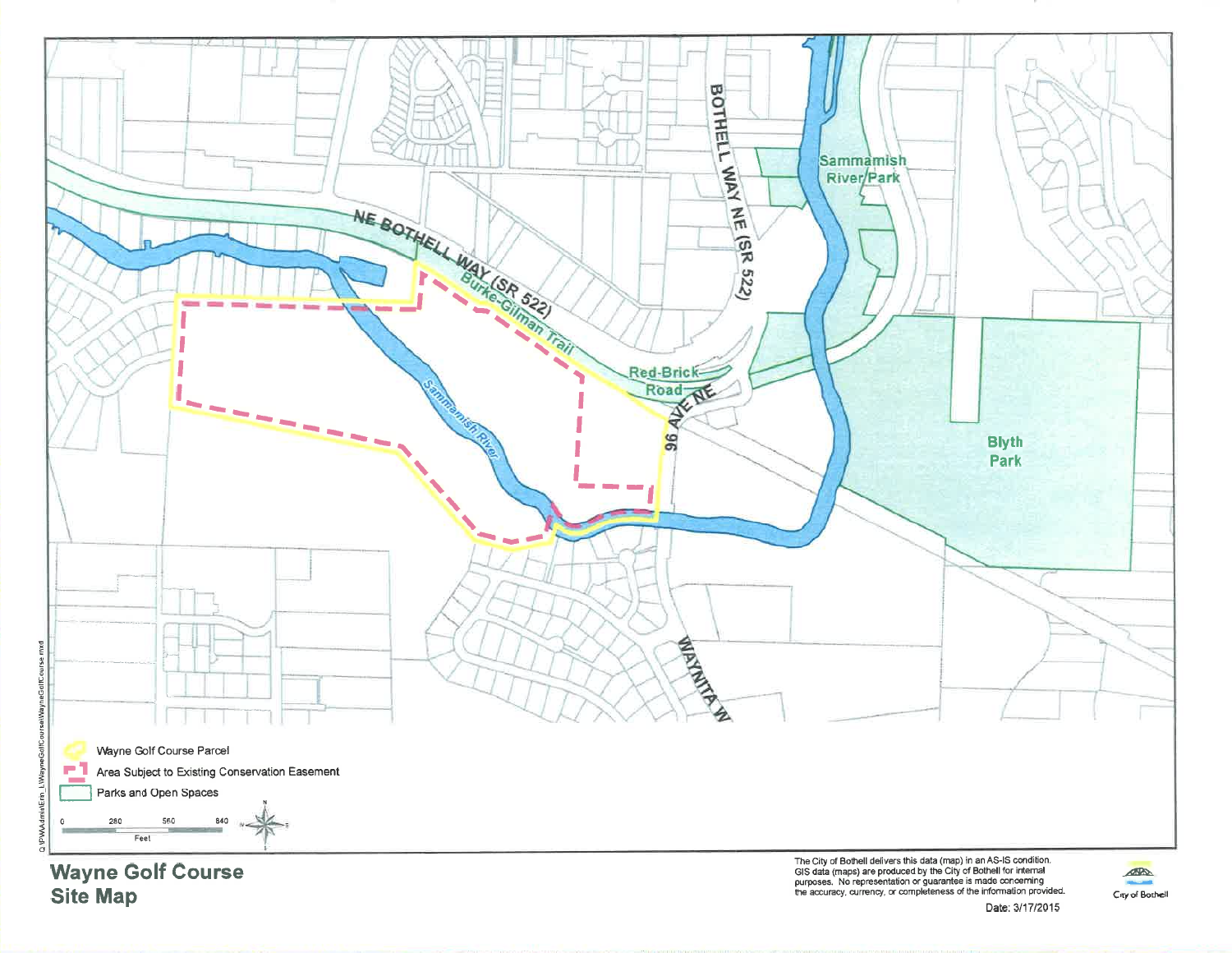# Wayne Golf Course Site Map

NE BOTHELL WAY (SR 522)

Burke-Gilman Trail

BOTHELL WAY NE (SR 522)

Sammamish River Park

Red-Brick Road

96 AVE NE

Sammamish River

Blyth Park

WAYNITA W

- Wayne Golf Course Parcel
- Area Subject to Existing Conservation Easement
- Parks and Open Spaces

0 280 560 840 Feet

Q:\PW\Admin\Em_L\WayneGolfCourse\WayneGolfCourse.mxd

The City of Bothell delivers this data (map) in an AS-IS condition. GIS data (maps) are produced by the City of Bothell for internal purposes. No representation or guarantee is made concerning the accuracy, currency, or completeness of the information provided.

Date: 3/17/2015

City of Bothell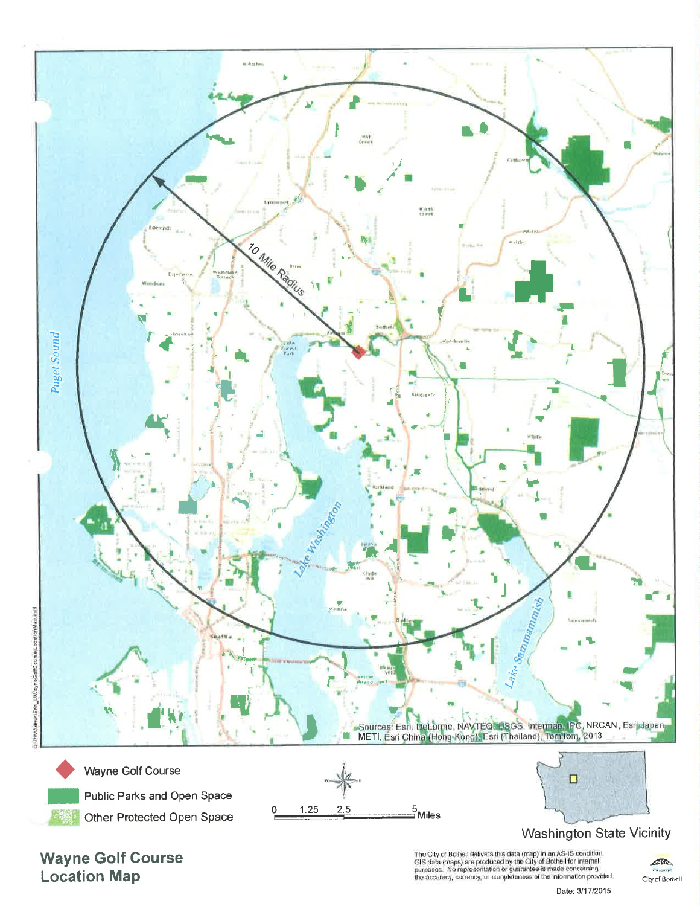# Wayne Golf Course Location Map

10 Mile Radius

Puget Sound

Lake Washington

Lake Sammamish

Sources: Esri, DeLorme, NAVTEQ, USGS, Intermap, IPC, NRCAN, Esri Japan, METI, Esri China (Hong Kong), Esri (Thailand), TomTom, 2013

- Wayne Golf Course
- Public Parks and Open Space
- Other Protected Open Space

0 1.25 2.5 5 Miles

Washington State Vicinity

The City of Bothell delivers this data (map) in an AS-IS condition. GIS data (maps) are produced by the City of Bothell for internal purposes. No representation or guarantee is made concerning the accuracy, currency, or completeness of the information provided.

City of Bothell

Date: 3/17/2015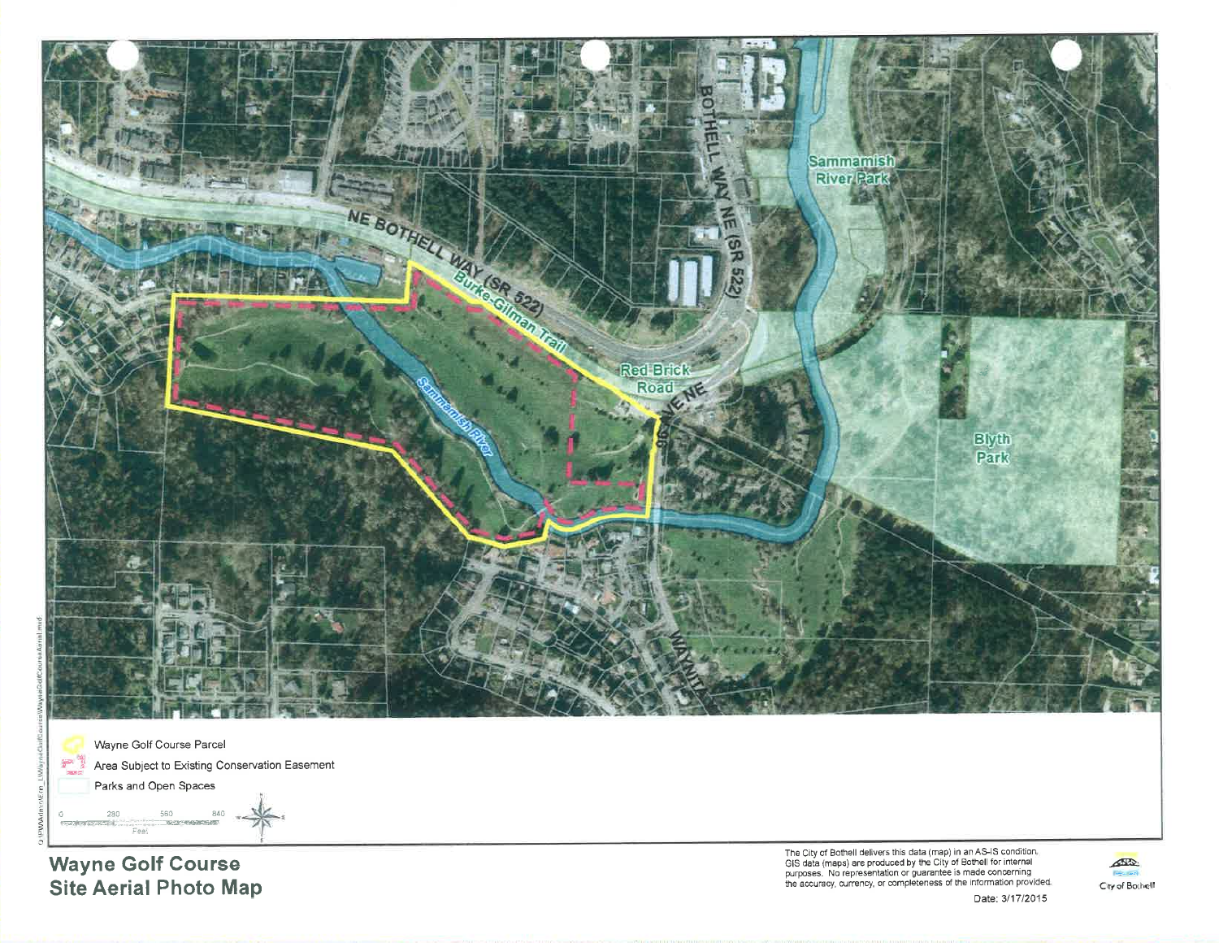NE BOTHELL WAY (SR 522)

BOTHELL WAY NE (SR 522)

Burke-Gilman Trail

Sammamish River

Sammamish River Park

Red Brick Road

96th AVE NE

Blyth Park

WAYNITA

Wayne Golf Course Parcel

Area Subject to Existing Conservation Easement

Parks and Open Spaces

0 280 560 840

Feet

N

E

S

W

# Wayne Golf Course Site Aerial Photo Map

The City of Bothell delivers this data (map) in an AS-IS condition. GIS data (maps) are produced by the City of Bothell for internal purposes. No representation or guarantee is made concerning the accuracy, currency, or completeness of the information provided.

Date: 3/17/2015

City of Bothell